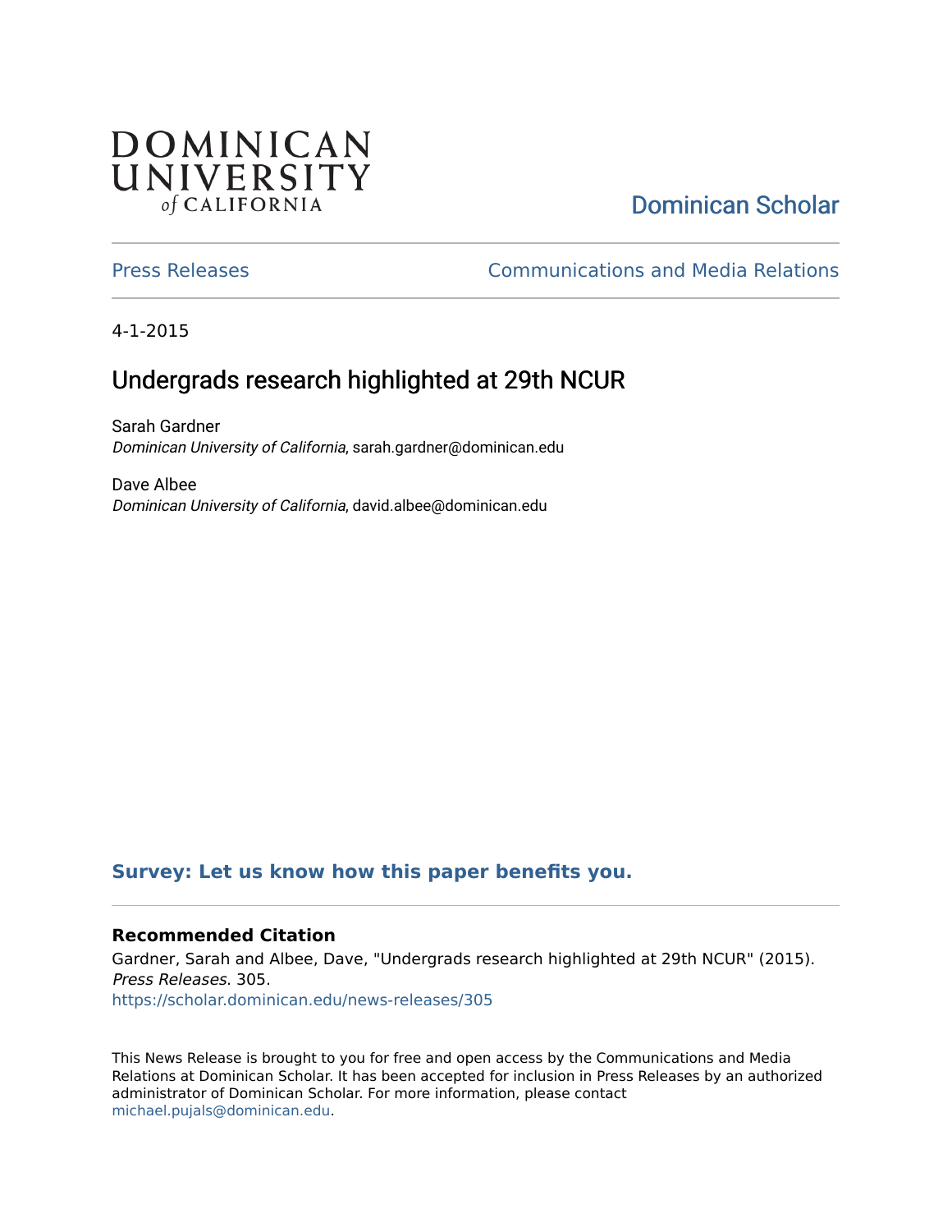DOMINICAN UNIVERSITY of CALIFORNIA

Dominican Scholar

Press Releases

Communications and Media Relations

4-1-2015

# Undergrads research highlighted at 29th NCUR

Sarah Gardner
*Dominican University of California*, sarah.gardner@dominican.edu

Dave Albee
*Dominican University of California*, david.albee@dominican.edu

**Survey: Let us know how this paper benefits you.**

### Recommended Citation

Gardner, Sarah and Albee, Dave, "Undergrads research highlighted at 29th NCUR" (2015). *Press Releases*. 305.
https://scholar.dominican.edu/news-releases/305

This News Release is brought to you for free and open access by the Communications and Media Relations at Dominican Scholar. It has been accepted for inclusion in Press Releases by an authorized administrator of Dominican Scholar. For more information, please contact michael.pujals@dominican.edu.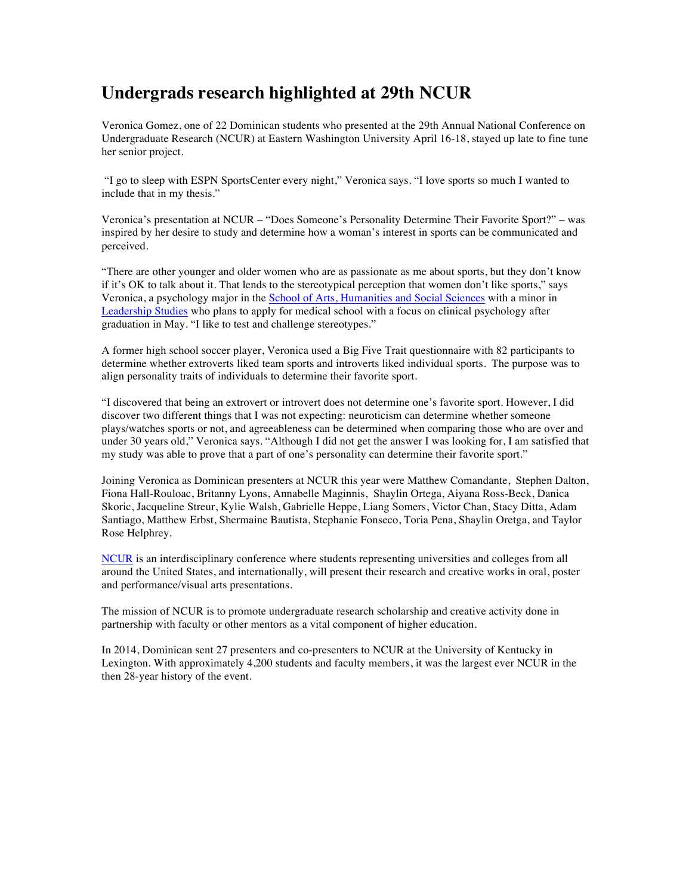# Undergrads research highlighted at 29th NCUR

Veronica Gomez, one of 22 Dominican students who presented at the 29th Annual National Conference on Undergraduate Research (NCUR) at Eastern Washington University April 16-18, stayed up late to fine tune her senior project.

"I go to sleep with ESPN SportsCenter every night," Veronica says. "I love sports so much I wanted to include that in my thesis."

Veronica's presentation at NCUR – "Does Someone's Personality Determine Their Favorite Sport?" – was inspired by her desire to study and determine how a woman's interest in sports can be communicated and perceived.

"There are other younger and older women who are as passionate as me about sports, but they don't know if it's OK to talk about it. That lends to the stereotypical perception that women don't like sports," says Veronica, a psychology major in the School of Arts, Humanities and Social Sciences with a minor in Leadership Studies who plans to apply for medical school with a focus on clinical psychology after graduation in May. "I like to test and challenge stereotypes."

A former high school soccer player, Veronica used a Big Five Trait questionnaire with 82 participants to determine whether extroverts liked team sports and introverts liked individual sports. The purpose was to align personality traits of individuals to determine their favorite sport.

"I discovered that being an extrovert or introvert does not determine one's favorite sport. However, I did discover two different things that I was not expecting: neuroticism can determine whether someone plays/watches sports or not, and agreeableness can be determined when comparing those who are over and under 30 years old," Veronica says. "Although I did not get the answer I was looking for, I am satisfied that my study was able to prove that a part of one's personality can determine their favorite sport."

Joining Veronica as Dominican presenters at NCUR this year were Matthew Comandante, Stephen Dalton, Fiona Hall-Rouloac, Britanny Lyons, Annabelle Maginnis, Shaylin Ortega, Aiyana Ross-Beck, Danica Skoric, Jacqueline Streur, Kylie Walsh, Gabrielle Heppe, Liang Somers, Victor Chan, Stacy Ditta, Adam Santiago, Matthew Erbst, Shermaine Bautista, Stephanie Fonseco, Toria Pena, Shaylin Oretga, and Taylor Rose Helphrey.

NCUR is an interdisciplinary conference where students representing universities and colleges from all around the United States, and internationally, will present their research and creative works in oral, poster and performance/visual arts presentations.

The mission of NCUR is to promote undergraduate research scholarship and creative activity done in partnership with faculty or other mentors as a vital component of higher education.

In 2014, Dominican sent 27 presenters and co-presenters to NCUR at the University of Kentucky in Lexington. With approximately 4,200 students and faculty members, it was the largest ever NCUR in the then 28-year history of the event.